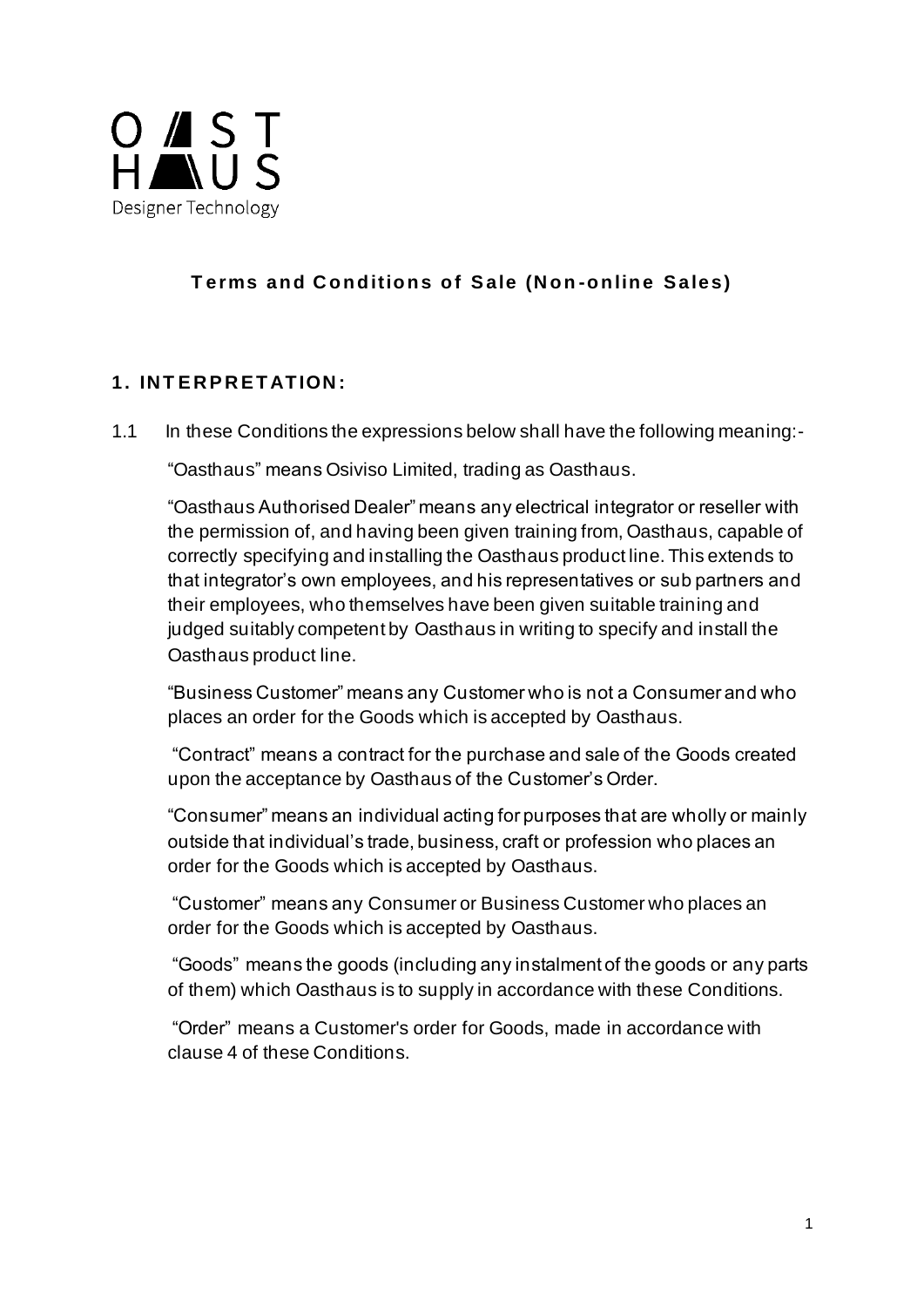# Terms and Conditions of Sale (Non-online Sales)

## 1. INTERPRETATION:

1.1 In these Conditions the expressions below shall have the following meaning:-

"Oasthaus" means Osiviso Limited, trading as Oasthaus.

"Oasthaus Authorised Dealer" means any electrical integrator or reseller with the permission of, and having been given training from, Oasthaus, capable of correctly specifying and installing the Oasthaus product line. This extends to that integrator's own employees, and his representatives or sub partners and their employees, who themselves have been given suitable training and judged suitably competent by Oasthaus in writing to specify and install the Oasthaus product line.

"Business Customer" means any Customer who is not a Consumer and who places an order for the Goods which is accepted by Oasthaus.

"Contract" means a contract for the purchase and sale of the Goods created upon the acceptance by Oasthaus of the Customer's Order.

"Consumer" means an individual acting for purposes that are wholly or mainly outside that individual's trade, business, craft or profession who places an order for the Goods which is accepted by Oasthaus.

"Customer" means any Consumer or Business Customer who places an order for the Goods which is accepted by Oasthaus.

"Goods" means the goods (including any instalment of the goods or any parts of them) which Oasthaus is to supply in accordance with these Conditions.

"Order" means a Customer's order for Goods, made in accordance with clause 4 of these Conditions.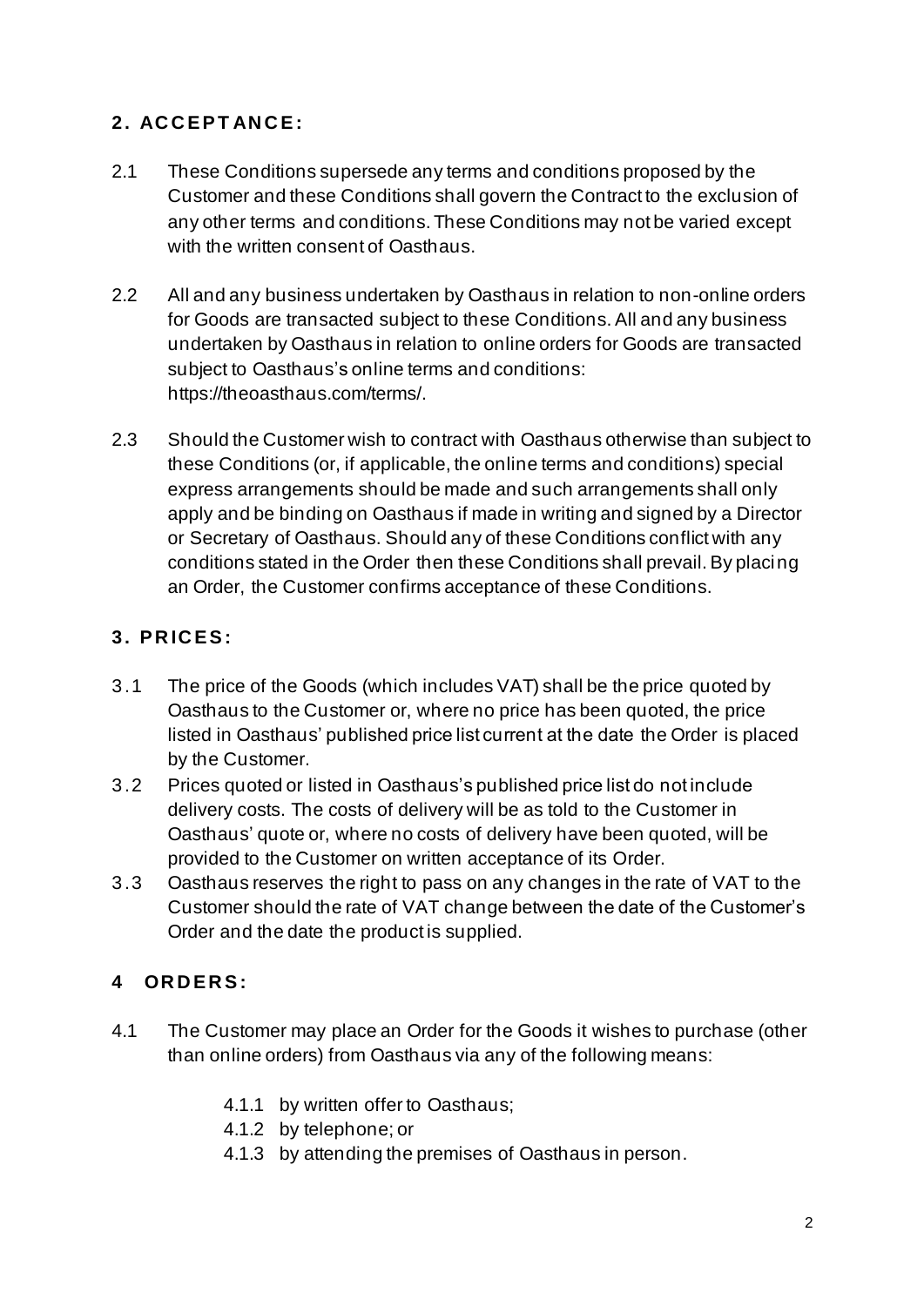## 2. ACCEPTANCE:

2.1 These Conditions supersede any terms and conditions proposed by the Customer and these Conditions shall govern the Contract to the exclusion of any other terms and conditions. These Conditions may not be varied except with the written consent of Oasthaus.

2.2 All and any business undertaken by Oasthaus in relation to non-online orders for Goods are transacted subject to these Conditions. All and any business undertaken by Oasthaus in relation to online orders for Goods are transacted subject to Oasthaus's online terms and conditions: https://theoasthaus.com/terms/.

2.3 Should the Customer wish to contract with Oasthaus otherwise than subject to these Conditions (or, if applicable, the online terms and conditions) special express arrangements should be made and such arrangements shall only apply and be binding on Oasthaus if made in writing and signed by a Director or Secretary of Oasthaus. Should any of these Conditions conflict with any conditions stated in the Order then these Conditions shall prevail. By placing an Order, the Customer confirms acceptance of these Conditions.

## 3. PRICES:

3.1 The price of the Goods (which includes VAT) shall be the price quoted by Oasthaus to the Customer or, where no price has been quoted, the price listed in Oasthaus' published price list current at the date the Order is placed by the Customer.

3.2 Prices quoted or listed in Oasthaus's published price list do not include delivery costs. The costs of delivery will be as told to the Customer in Oasthaus' quote or, where no costs of delivery have been quoted, will be provided to the Customer on written acceptance of its Order.

3.3 Oasthaus reserves the right to pass on any changes in the rate of VAT to the Customer should the rate of VAT change between the date of the Customer's Order and the date the product is supplied.

## 4 ORDERS:

4.1 The Customer may place an Order for the Goods it wishes to purchase (other than online orders) from Oasthaus via any of the following means:

- 4.1.1 by written offer to Oasthaus;
- 4.1.2 by telephone; or
- 4.1.3 by attending the premises of Oasthaus in person.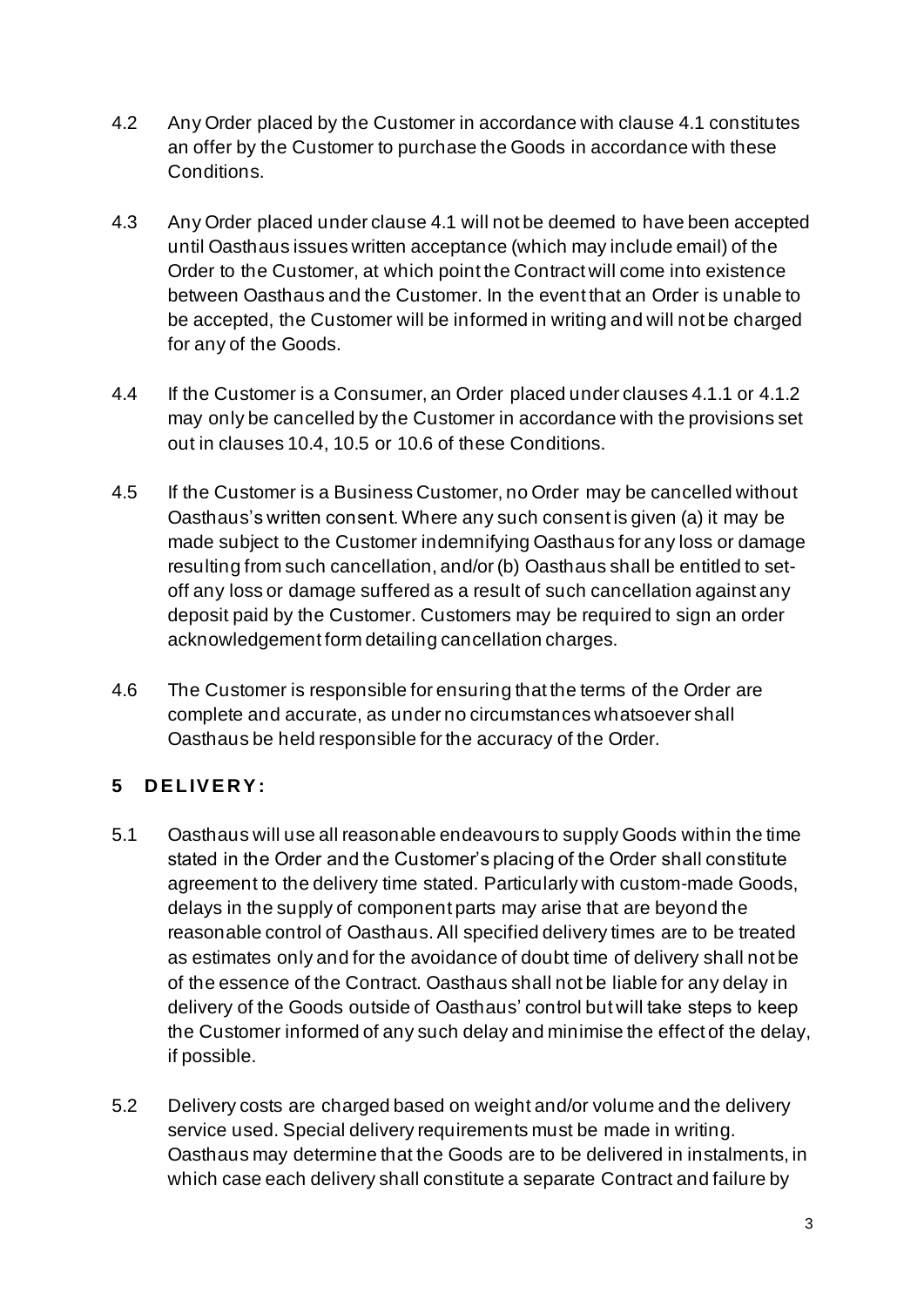4.2 Any Order placed by the Customer in accordance with clause 4.1 constitutes an offer by the Customer to purchase the Goods in accordance with these Conditions.

4.3 Any Order placed under clause 4.1 will not be deemed to have been accepted until Oasthaus issues written acceptance (which may include email) of the Order to the Customer, at which point the Contract will come into existence between Oasthaus and the Customer. In the event that an Order is unable to be accepted, the Customer will be informed in writing and will not be charged for any of the Goods.

4.4 If the Customer is a Consumer, an Order placed under clauses 4.1.1 or 4.1.2 may only be cancelled by the Customer in accordance with the provisions set out in clauses 10.4, 10.5 or 10.6 of these Conditions.

4.5 If the Customer is a Business Customer, no Order may be cancelled without Oasthaus's written consent. Where any such consent is given (a) it may be made subject to the Customer indemnifying Oasthaus for any loss or damage resulting from such cancellation, and/or (b) Oasthaus shall be entitled to set-off any loss or damage suffered as a result of such cancellation against any deposit paid by the Customer. Customers may be required to sign an order acknowledgement form detailing cancellation charges.

4.6 The Customer is responsible for ensuring that the terms of the Order are complete and accurate, as under no circumstances whatsoever shall Oasthaus be held responsible for the accuracy of the Order.

## 5 DELIVERY:

5.1 Oasthaus will use all reasonable endeavours to supply Goods within the time stated in the Order and the Customer's placing of the Order shall constitute agreement to the delivery time stated. Particularly with custom-made Goods, delays in the supply of component parts may arise that are beyond the reasonable control of Oasthaus. All specified delivery times are to be treated as estimates only and for the avoidance of doubt time of delivery shall not be of the essence of the Contract. Oasthaus shall not be liable for any delay in delivery of the Goods outside of Oasthaus' control but will take steps to keep the Customer informed of any such delay and minimise the effect of the delay, if possible.

5.2 Delivery costs are charged based on weight and/or volume and the delivery service used. Special delivery requirements must be made in writing. Oasthaus may determine that the Goods are to be delivered in instalments, in which case each delivery shall constitute a separate Contract and failure by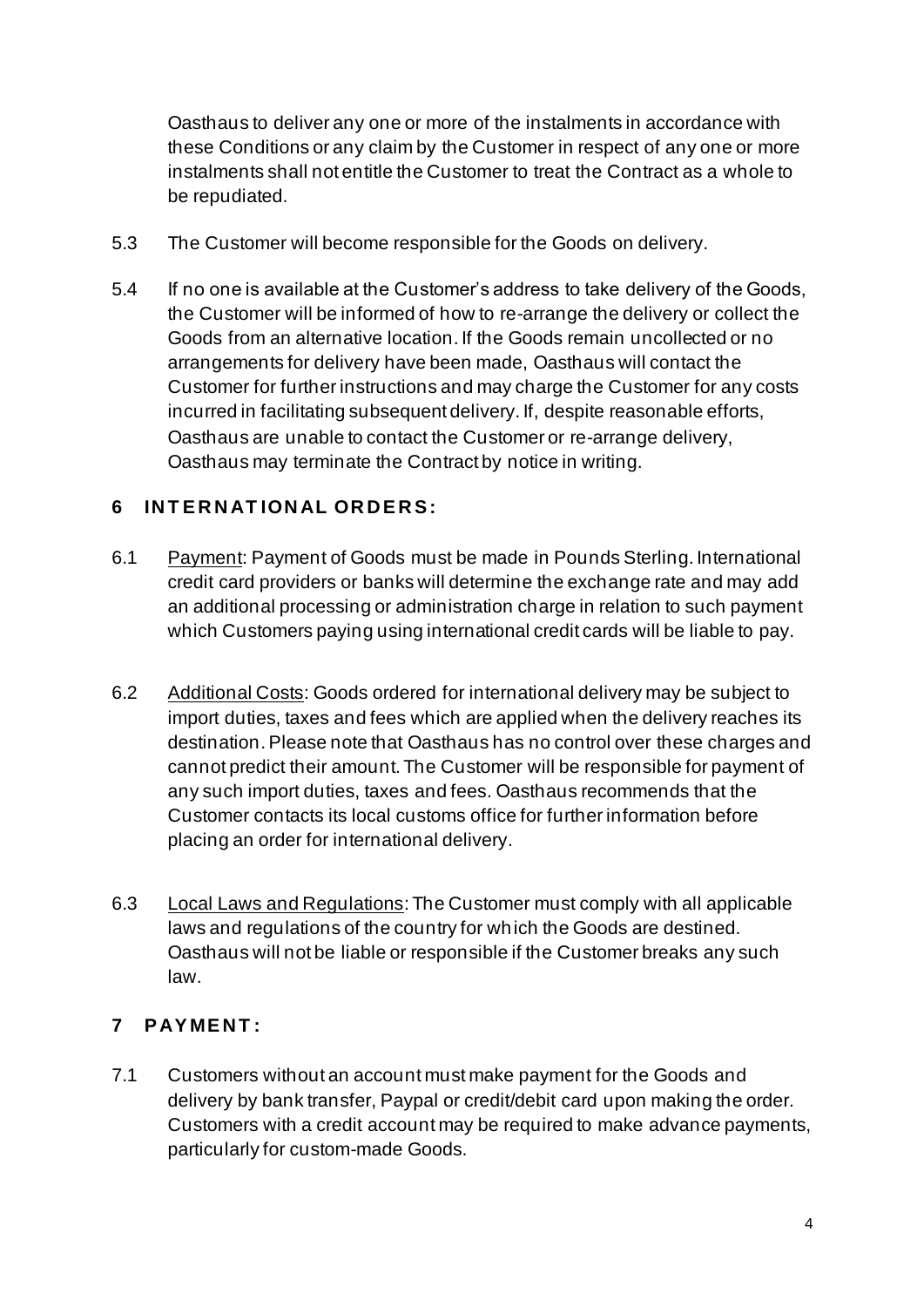Oasthaus to deliver any one or more of the instalments in accordance with these Conditions or any claim by the Customer in respect of any one or more instalments shall not entitle the Customer to treat the Contract as a whole to be repudiated.

5.3 The Customer will become responsible for the Goods on delivery.

5.4 If no one is available at the Customer's address to take delivery of the Goods, the Customer will be informed of how to re-arrange the delivery or collect the Goods from an alternative location. If the Goods remain uncollected or no arrangements for delivery have been made, Oasthaus will contact the Customer for further instructions and may charge the Customer for any costs incurred in facilitating subsequent delivery. If, despite reasonable efforts, Oasthaus are unable to contact the Customer or re-arrange delivery, Oasthaus may terminate the Contract by notice in writing.

## 6 INTERNATIONAL ORDERS:

6.1 Payment: Payment of Goods must be made in Pounds Sterling. International credit card providers or banks will determine the exchange rate and may add an additional processing or administration charge in relation to such payment which Customers paying using international credit cards will be liable to pay.

6.2 Additional Costs: Goods ordered for international delivery may be subject to import duties, taxes and fees which are applied when the delivery reaches its destination. Please note that Oasthaus has no control over these charges and cannot predict their amount. The Customer will be responsible for payment of any such import duties, taxes and fees. Oasthaus recommends that the Customer contacts its local customs office for further information before placing an order for international delivery.

6.3 Local Laws and Regulations: The Customer must comply with all applicable laws and regulations of the country for which the Goods are destined. Oasthaus will not be liable or responsible if the Customer breaks any such law.

## 7 PAYMENT:

7.1 Customers without an account must make payment for the Goods and delivery by bank transfer, Paypal or credit/debit card upon making the order. Customers with a credit account may be required to make advance payments, particularly for custom-made Goods.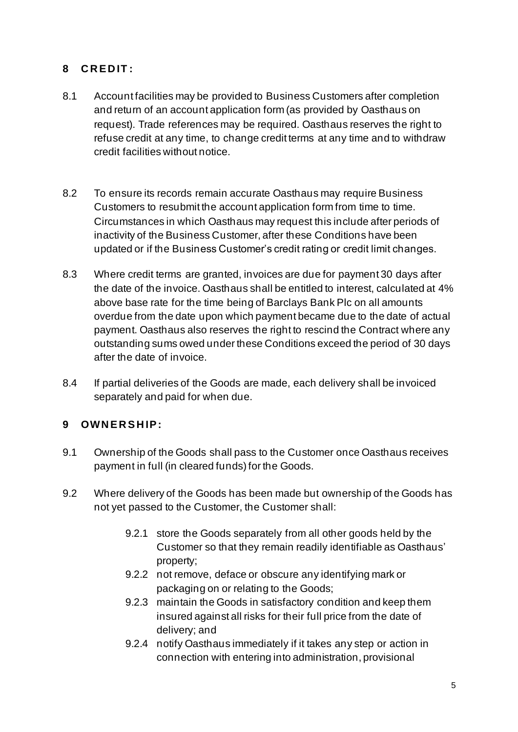## 8 CREDIT:

8.1 Account facilities may be provided to Business Customers after completion and return of an account application form (as provided by Oasthaus on request). Trade references may be required. Oasthaus reserves the right to refuse credit at any time, to change credit terms at any time and to withdraw credit facilities without notice.

8.2 To ensure its records remain accurate Oasthaus may require Business Customers to resubmit the account application form from time to time. Circumstances in which Oasthaus may request this include after periods of inactivity of the Business Customer, after these Conditions have been updated or if the Business Customer's credit rating or credit limit changes.

8.3 Where credit terms are granted, invoices are due for payment 30 days after the date of the invoice. Oasthaus shall be entitled to interest, calculated at 4% above base rate for the time being of Barclays Bank Plc on all amounts overdue from the date upon which payment became due to the date of actual payment. Oasthaus also reserves the right to rescind the Contract where any outstanding sums owed under these Conditions exceed the period of 30 days after the date of invoice.

8.4 If partial deliveries of the Goods are made, each delivery shall be invoiced separately and paid for when due.

## 9 OWNERSHIP:

9.1 Ownership of the Goods shall pass to the Customer once Oasthaus receives payment in full (in cleared funds) for the Goods.

9.2 Where delivery of the Goods has been made but ownership of the Goods has not yet passed to the Customer, the Customer shall:

- 9.2.1 store the Goods separately from all other goods held by the Customer so that they remain readily identifiable as Oasthaus' property;
- 9.2.2 not remove, deface or obscure any identifying mark or packaging on or relating to the Goods;
- 9.2.3 maintain the Goods in satisfactory condition and keep them insured against all risks for their full price from the date of delivery; and
- 9.2.4 notify Oasthaus immediately if it takes any step or action in connection with entering into administration, provisional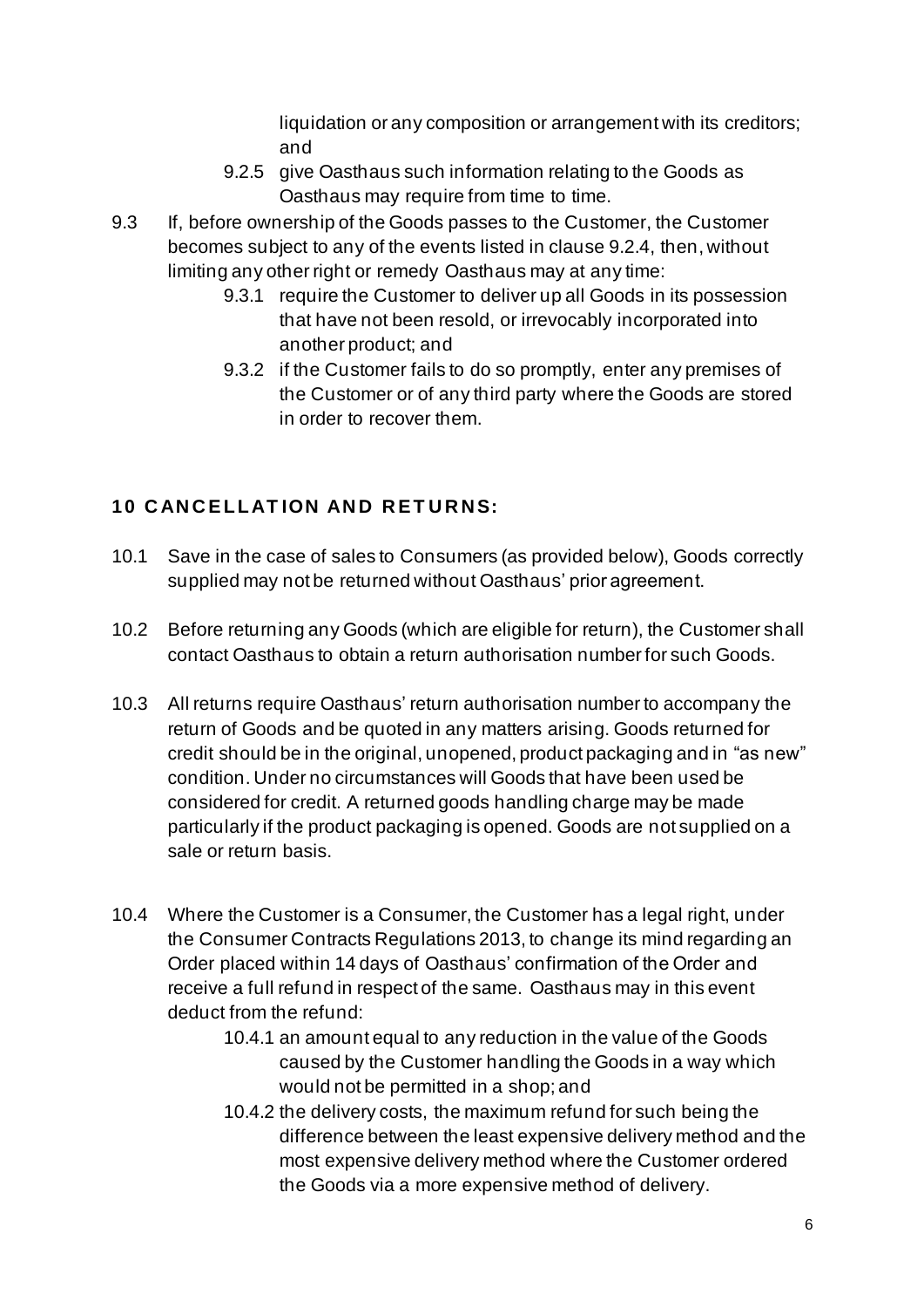liquidation or any composition or arrangement with its creditors; and

9.2.5 give Oasthaus such information relating to the Goods as Oasthaus may require from time to time.

9.3 If, before ownership of the Goods passes to the Customer, the Customer becomes subject to any of the events listed in clause 9.2.4, then, without limiting any other right or remedy Oasthaus may at any time:

9.3.1 require the Customer to deliver up all Goods in its possession that have not been resold, or irrevocably incorporated into another product; and

9.3.2 if the Customer fails to do so promptly, enter any premises of the Customer or of any third party where the Goods are stored in order to recover them.

## 10 CANCELLATION AND RETURNS:

10.1 Save in the case of sales to Consumers (as provided below), Goods correctly supplied may not be returned without Oasthaus' prior agreement.

10.2 Before returning any Goods (which are eligible for return), the Customer shall contact Oasthaus to obtain a return authorisation number for such Goods.

10.3 All returns require Oasthaus' return authorisation number to accompany the return of Goods and be quoted in any matters arising. Goods returned for credit should be in the original, unopened, product packaging and in "as new" condition. Under no circumstances will Goods that have been used be considered for credit. A returned goods handling charge may be made particularly if the product packaging is opened. Goods are not supplied on a sale or return basis.

10.4 Where the Customer is a Consumer, the Customer has a legal right, under the Consumer Contracts Regulations 2013, to change its mind regarding an Order placed within 14 days of Oasthaus' confirmation of the Order and receive a full refund in respect of the same. Oasthaus may in this event deduct from the refund:

10.4.1 an amount equal to any reduction in the value of the Goods caused by the Customer handling the Goods in a way which would not be permitted in a shop; and

10.4.2 the delivery costs, the maximum refund for such being the difference between the least expensive delivery method and the most expensive delivery method where the Customer ordered the Goods via a more expensive method of delivery.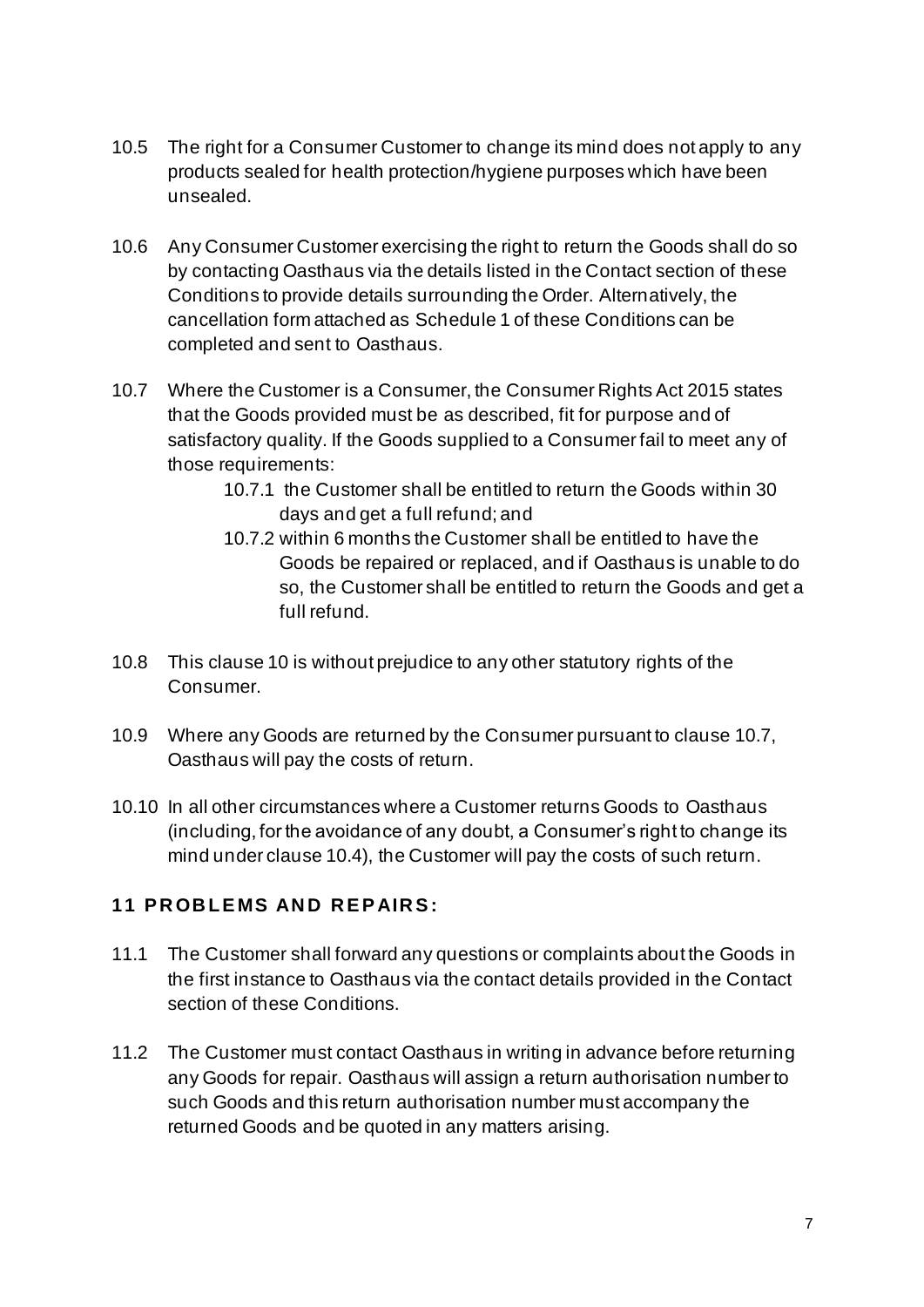10.5 The right for a Consumer Customer to change its mind does not apply to any products sealed for health protection/hygiene purposes which have been unsealed.

10.6 Any Consumer Customer exercising the right to return the Goods shall do so by contacting Oasthaus via the details listed in the Contact section of these Conditions to provide details surrounding the Order. Alternatively, the cancellation form attached as Schedule 1 of these Conditions can be completed and sent to Oasthaus.

10.7 Where the Customer is a Consumer, the Consumer Rights Act 2015 states that the Goods provided must be as described, fit for purpose and of satisfactory quality. If the Goods supplied to a Consumer fail to meet any of those requirements:

- 10.7.1 the Customer shall be entitled to return the Goods within 30 days and get a full refund; and
- 10.7.2 within 6 months the Customer shall be entitled to have the Goods be repaired or replaced, and if Oasthaus is unable to do so, the Customer shall be entitled to return the Goods and get a full refund.

10.8 This clause 10 is without prejudice to any other statutory rights of the Consumer.

10.9 Where any Goods are returned by the Consumer pursuant to clause 10.7, Oasthaus will pay the costs of return.

10.10 In all other circumstances where a Customer returns Goods to Oasthaus (including, for the avoidance of any doubt, a Consumer's right to change its mind under clause 10.4), the Customer will pay the costs of such return.

## 11 PROBLEMS AND REPAIRS:

11.1 The Customer shall forward any questions or complaints about the Goods in the first instance to Oasthaus via the contact details provided in the Contact section of these Conditions.

11.2 The Customer must contact Oasthaus in writing in advance before returning any Goods for repair. Oasthaus will assign a return authorisation number to such Goods and this return authorisation number must accompany the returned Goods and be quoted in any matters arising.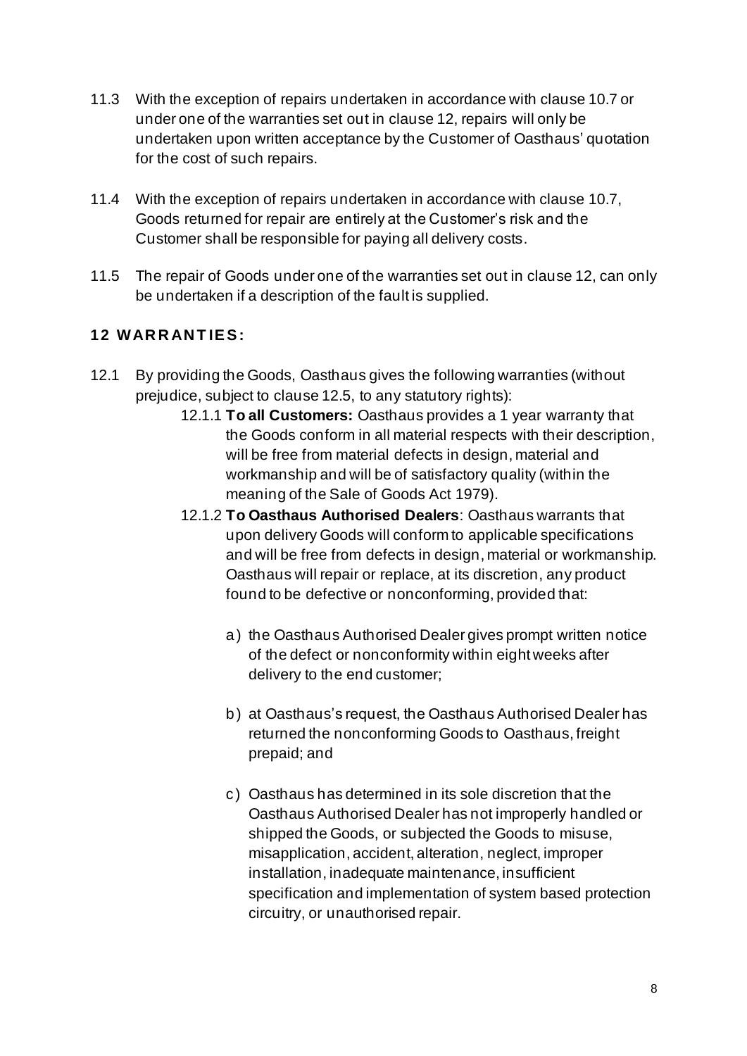11.3 With the exception of repairs undertaken in accordance with clause 10.7 or under one of the warranties set out in clause 12, repairs will only be undertaken upon written acceptance by the Customer of Oasthaus' quotation for the cost of such repairs.

11.4 With the exception of repairs undertaken in accordance with clause 10.7, Goods returned for repair are entirely at the Customer's risk and the Customer shall be responsible for paying all delivery costs.

11.5 The repair of Goods under one of the warranties set out in clause 12, can only be undertaken if a description of the fault is supplied.

## 12 WARRANTIES:

12.1 By providing the Goods, Oasthaus gives the following warranties (without prejudice, subject to clause 12.5, to any statutory rights):

12.1.1 **To all Customers:** Oasthaus provides a 1 year warranty that the Goods conform in all material respects with their description, will be free from material defects in design, material and workmanship and will be of satisfactory quality (within the meaning of the Sale of Goods Act 1979).

12.1.2 **To Oasthaus Authorised Dealers**: Oasthaus warrants that upon delivery Goods will conform to applicable specifications and will be free from defects in design, material or workmanship. Oasthaus will repair or replace, at its discretion, any product found to be defective or nonconforming, provided that:

a) the Oasthaus Authorised Dealer gives prompt written notice of the defect or nonconformity within eight weeks after delivery to the end customer;

b) at Oasthaus's request, the Oasthaus Authorised Dealer has returned the nonconforming Goods to Oasthaus, freight prepaid; and

c) Oasthaus has determined in its sole discretion that the Oasthaus Authorised Dealer has not improperly handled or shipped the Goods, or subjected the Goods to misuse, misapplication, accident, alteration, neglect, improper installation, inadequate maintenance, insufficient specification and implementation of system based protection circuitry, or unauthorised repair.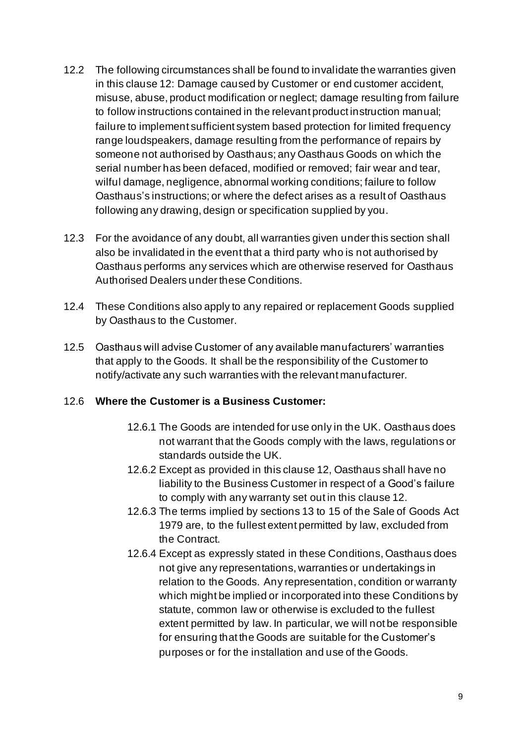12.2 The following circumstances shall be found to invalidate the warranties given in this clause 12: Damage caused by Customer or end customer accident, misuse, abuse, product modification or neglect; damage resulting from failure to follow instructions contained in the relevant product instruction manual; failure to implement sufficient system based protection for limited frequency range loudspeakers, damage resulting from the performance of repairs by someone not authorised by Oasthaus; any Oasthaus Goods on which the serial number has been defaced, modified or removed; fair wear and tear, wilful damage, negligence, abnormal working conditions; failure to follow Oasthaus's instructions; or where the defect arises as a result of Oasthaus following any drawing, design or specification supplied by you.

12.3 For the avoidance of any doubt, all warranties given under this section shall also be invalidated in the event that a third party who is not authorised by Oasthaus performs any services which are otherwise reserved for Oasthaus Authorised Dealers under these Conditions.

12.4 These Conditions also apply to any repaired or replacement Goods supplied by Oasthaus to the Customer.

12.5 Oasthaus will advise Customer of any available manufacturers' warranties that apply to the Goods. It shall be the responsibility of the Customer to notify/activate any such warranties with the relevant manufacturer.

12.6 **Where the Customer is a Business Customer:**

12.6.1 The Goods are intended for use only in the UK. Oasthaus does not warrant that the Goods comply with the laws, regulations or standards outside the UK.

12.6.2 Except as provided in this clause 12, Oasthaus shall have no liability to the Business Customer in respect of a Good's failure to comply with any warranty set out in this clause 12.

12.6.3 The terms implied by sections 13 to 15 of the Sale of Goods Act 1979 are, to the fullest extent permitted by law, excluded from the Contract.

12.6.4 Except as expressly stated in these Conditions, Oasthaus does not give any representations, warranties or undertakings in relation to the Goods. Any representation, condition or warranty which might be implied or incorporated into these Conditions by statute, common law or otherwise is excluded to the fullest extent permitted by law. In particular, we will not be responsible for ensuring that the Goods are suitable for the Customer's purposes or for the installation and use of the Goods.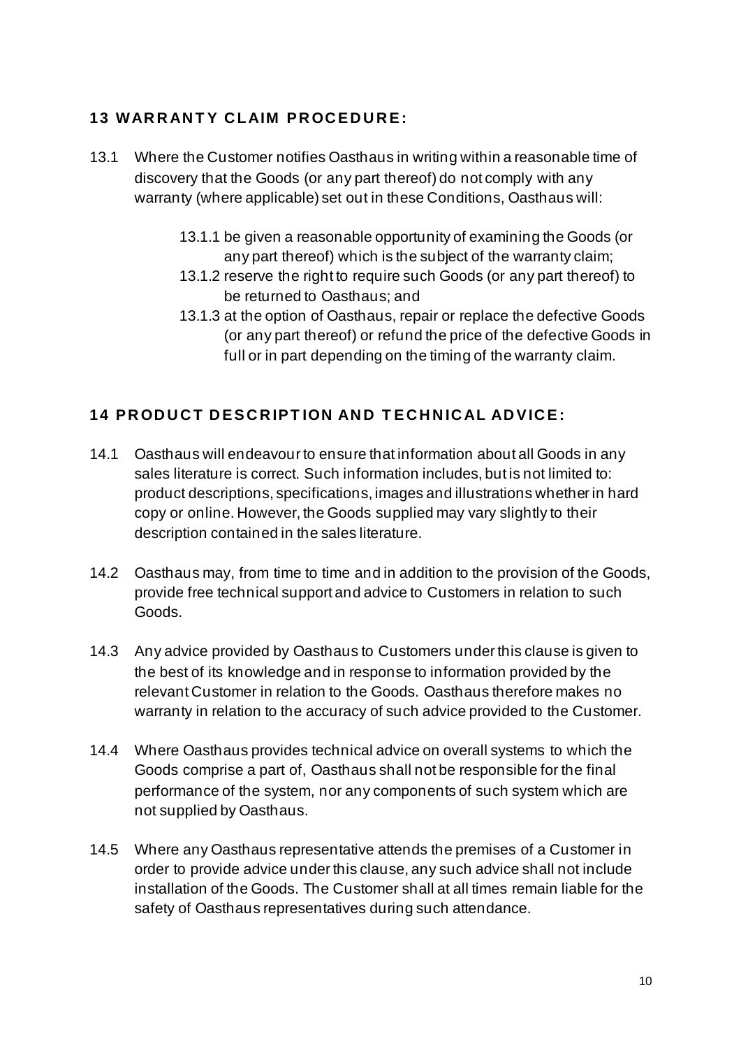## 13 WARRANTY CLAIM PROCEDURE:

13.1 Where the Customer notifies Oasthaus in writing within a reasonable time of discovery that the Goods (or any part thereof) do not comply with any warranty (where applicable) set out in these Conditions, Oasthaus will:

- 13.1.1 be given a reasonable opportunity of examining the Goods (or any part thereof) which is the subject of the warranty claim;
- 13.1.2 reserve the right to require such Goods (or any part thereof) to be returned to Oasthaus; and
- 13.1.3 at the option of Oasthaus, repair or replace the defective Goods (or any part thereof) or refund the price of the defective Goods in full or in part depending on the timing of the warranty claim.

## 14 PRODUCT DESCRIPTION AND TECHNICAL ADVICE:

14.1 Oasthaus will endeavour to ensure that information about all Goods in any sales literature is correct. Such information includes, but is not limited to: product descriptions, specifications, images and illustrations whether in hard copy or online. However, the Goods supplied may vary slightly to their description contained in the sales literature.

14.2 Oasthaus may, from time to time and in addition to the provision of the Goods, provide free technical support and advice to Customers in relation to such Goods.

14.3 Any advice provided by Oasthaus to Customers under this clause is given to the best of its knowledge and in response to information provided by the relevant Customer in relation to the Goods. Oasthaus therefore makes no warranty in relation to the accuracy of such advice provided to the Customer.

14.4 Where Oasthaus provides technical advice on overall systems to which the Goods comprise a part of, Oasthaus shall not be responsible for the final performance of the system, nor any components of such system which are not supplied by Oasthaus.

14.5 Where any Oasthaus representative attends the premises of a Customer in order to provide advice under this clause, any such advice shall not include installation of the Goods. The Customer shall at all times remain liable for the safety of Oasthaus representatives during such attendance.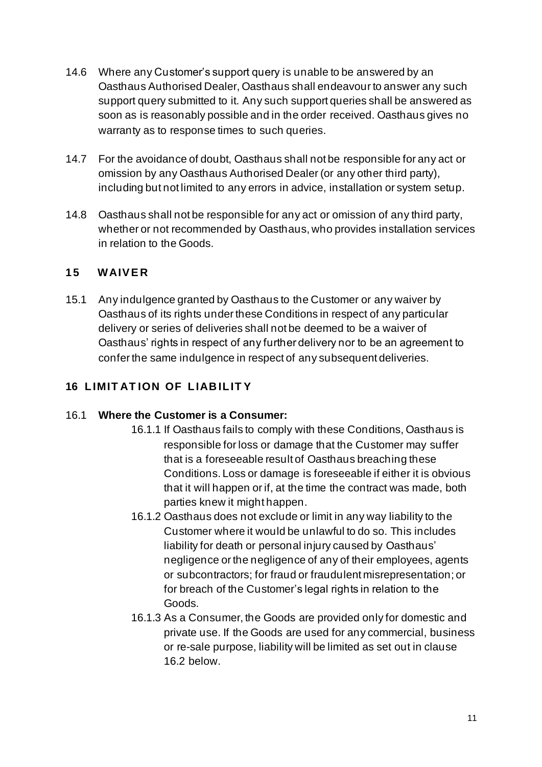14.6 Where any Customer's support query is unable to be answered by an Oasthaus Authorised Dealer, Oasthaus shall endeavour to answer any such support query submitted to it. Any such support queries shall be answered as soon as is reasonably possible and in the order received. Oasthaus gives no warranty as to response times to such queries.

14.7 For the avoidance of doubt, Oasthaus shall not be responsible for any act or omission by any Oasthaus Authorised Dealer (or any other third party), including but not limited to any errors in advice, installation or system setup.

14.8 Oasthaus shall not be responsible for any act or omission of any third party, whether or not recommended by Oasthaus, who provides installation services in relation to the Goods.

## 15 WAIVER

15.1 Any indulgence granted by Oasthaus to the Customer or any waiver by Oasthaus of its rights under these Conditions in respect of any particular delivery or series of deliveries shall not be deemed to be a waiver of Oasthaus' rights in respect of any further delivery nor to be an agreement to confer the same indulgence in respect of any subsequent deliveries.

## 16 LIMITATION OF LIABILITY

16.1 **Where the Customer is a Consumer:**

16.1.1 If Oasthaus fails to comply with these Conditions, Oasthaus is responsible for loss or damage that the Customer may suffer that is a foreseeable result of Oasthaus breaching these Conditions. Loss or damage is foreseeable if either it is obvious that it will happen or if, at the time the contract was made, both parties knew it might happen.

16.1.2 Oasthaus does not exclude or limit in any way liability to the Customer where it would be unlawful to do so. This includes liability for death or personal injury caused by Oasthaus' negligence or the negligence of any of their employees, agents or subcontractors; for fraud or fraudulent misrepresentation; or for breach of the Customer's legal rights in relation to the Goods.

16.1.3 As a Consumer, the Goods are provided only for domestic and private use. If the Goods are used for any commercial, business or re-sale purpose, liability will be limited as set out in clause 16.2 below.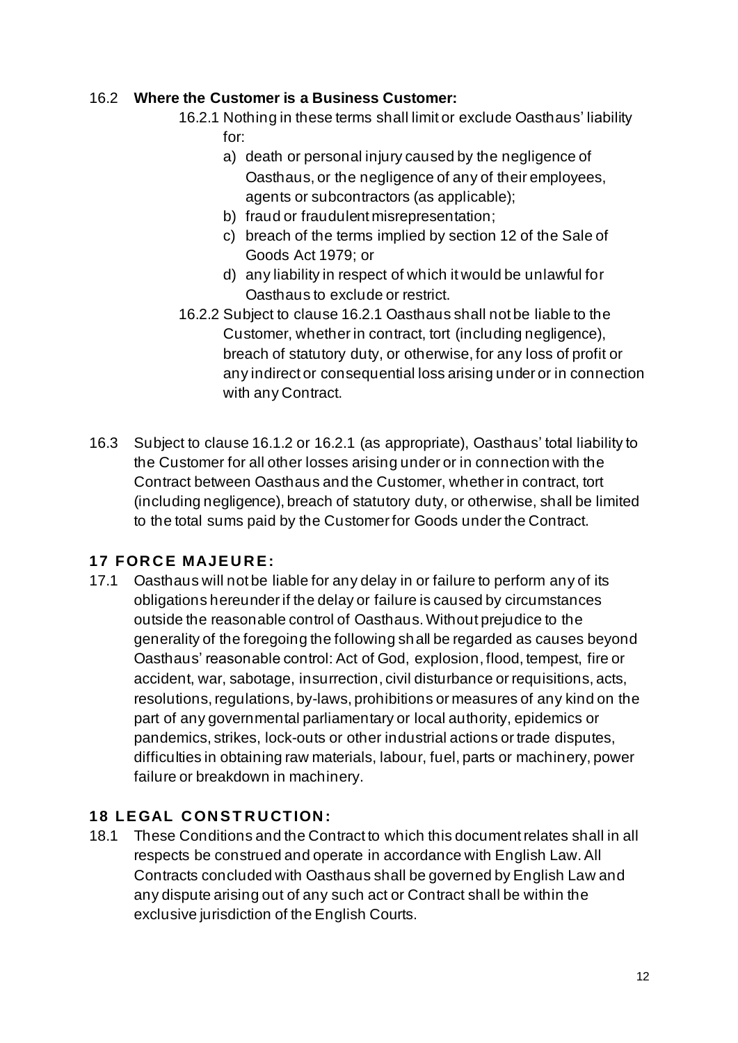16.2 **Where the Customer is a Business Customer:**

16.2.1 Nothing in these terms shall limit or exclude Oasthaus' liability for:

a) death or personal injury caused by the negligence of Oasthaus, or the negligence of any of their employees, agents or subcontractors (as applicable);
b) fraud or fraudulent misrepresentation;
c) breach of the terms implied by section 12 of the Sale of Goods Act 1979; or
d) any liability in respect of which it would be unlawful for Oasthaus to exclude or restrict.

16.2.2 Subject to clause 16.2.1 Oasthaus shall not be liable to the Customer, whether in contract, tort (including negligence), breach of statutory duty, or otherwise, for any loss of profit or any indirect or consequential loss arising under or in connection with any Contract.

16.3 Subject to clause 16.1.2 or 16.2.1 (as appropriate), Oasthaus' total liability to the Customer for all other losses arising under or in connection with the Contract between Oasthaus and the Customer, whether in contract, tort (including negligence), breach of statutory duty, or otherwise, shall be limited to the total sums paid by the Customer for Goods under the Contract.

## 17 FORCE MAJEURE:

17.1 Oasthaus will not be liable for any delay in or failure to perform any of its obligations hereunder if the delay or failure is caused by circumstances outside the reasonable control of Oasthaus. Without prejudice to the generality of the foregoing the following shall be regarded as causes beyond Oasthaus' reasonable control: Act of God, explosion, flood, tempest, fire or accident, war, sabotage, insurrection, civil disturbance or requisitions, acts, resolutions, regulations, by-laws, prohibitions or measures of any kind on the part of any governmental parliamentary or local authority, epidemics or pandemics, strikes, lock-outs or other industrial actions or trade disputes, difficulties in obtaining raw materials, labour, fuel, parts or machinery, power failure or breakdown in machinery.

## 18 LEGAL CONSTRUCTION:

18.1 These Conditions and the Contract to which this document relates shall in all respects be construed and operate in accordance with English Law. All Contracts concluded with Oasthaus shall be governed by English Law and any dispute arising out of any such act or Contract shall be within the exclusive jurisdiction of the English Courts.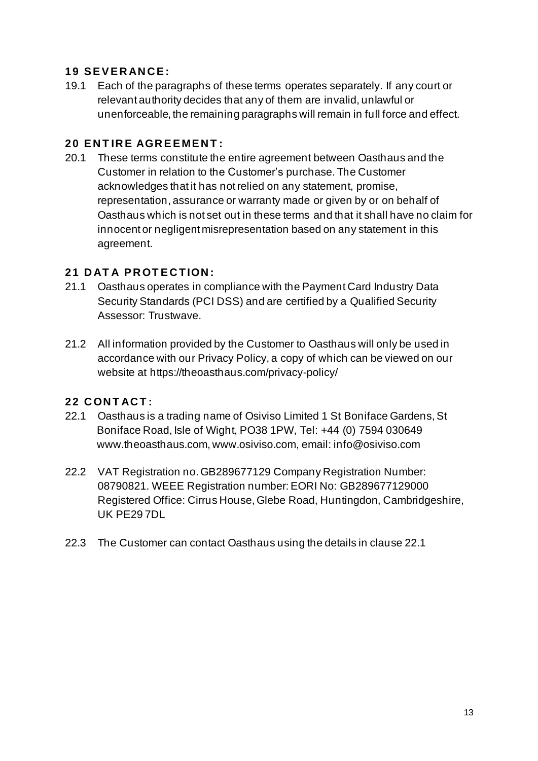## 19 SEVERANCE:

19.1 Each of the paragraphs of these terms operates separately. If any court or relevant authority decides that any of them are invalid, unlawful or unenforceable, the remaining paragraphs will remain in full force and effect.

## 20 ENTIRE AGREEMENT:

20.1 These terms constitute the entire agreement between Oasthaus and the Customer in relation to the Customer's purchase. The Customer acknowledges that it has not relied on any statement, promise, representation, assurance or warranty made or given by or on behalf of Oasthaus which is not set out in these terms and that it shall have no claim for innocent or negligent misrepresentation based on any statement in this agreement.

## 21 DATA PROTECTION:

21.1 Oasthaus operates in compliance with the Payment Card Industry Data Security Standards (PCI DSS) and are certified by a Qualified Security Assessor: Trustwave.

21.2 All information provided by the Customer to Oasthaus will only be used in accordance with our Privacy Policy, a copy of which can be viewed on our website at https://theoasthaus.com/privacy-policy/

## 22 CONTACT:

22.1 Oasthaus is a trading name of Osiviso Limited 1 St Boniface Gardens, St Boniface Road, Isle of Wight, PO38 1PW, Tel: +44 (0) 7594 030649 www.theoasthaus.com, www.osiviso.com, email: info@osiviso.com

22.2 VAT Registration no. GB289677129 Company Registration Number: 08790821. WEEE Registration number: EORI No: GB289677129000 Registered Office: Cirrus House, Glebe Road, Huntingdon, Cambridgeshire, UK PE29 7DL

22.3 The Customer can contact Oasthaus using the details in clause 22.1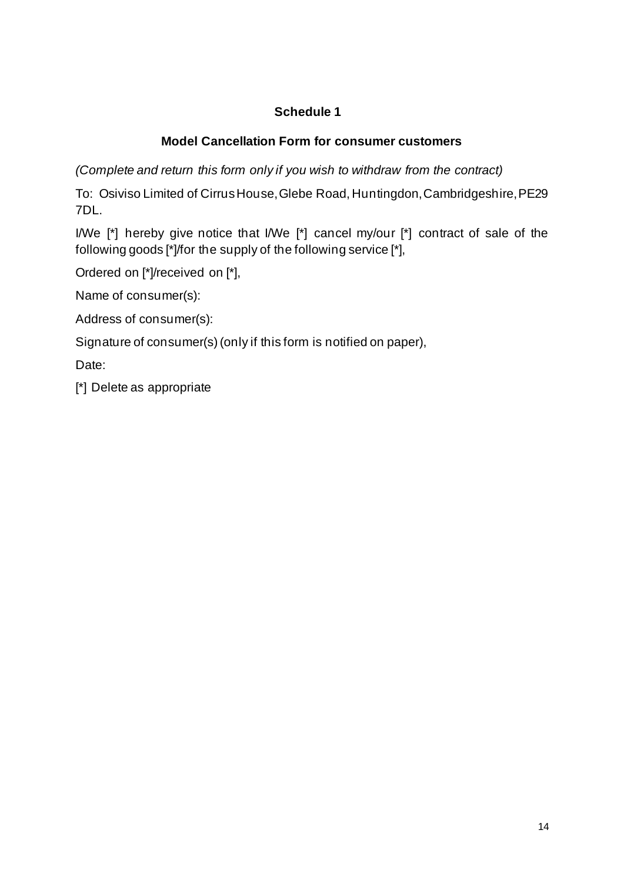## Schedule 1

### Model Cancellation Form for consumer customers

*(Complete and return this form only if you wish to withdraw from the contract)*

To: Osiviso Limited of Cirrus House, Glebe Road, Huntingdon, Cambridgeshire, PE29 7DL.

I/We [*] hereby give notice that I/We [*] cancel my/our [*] contract of sale of the following goods [*]/for the supply of the following service [*],

Ordered on [*]/received on [*],

Name of consumer(s):

Address of consumer(s):

Signature of consumer(s) (only if this form is notified on paper),

Date:

[*] Delete as appropriate